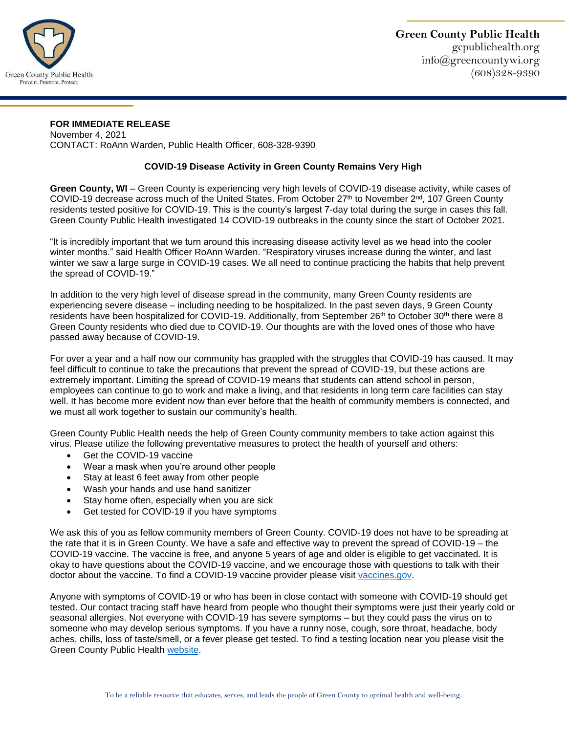Green County Public Health
gcpublichealth.org
info@greencountywi.org
(608)328-9390

**FOR IMMEDIATE RELEASE**
November 4, 2021
CONTACT: RoAnn Warden, Public Health Officer, 608-328-9390

**COVID-19 Disease Activity in Green County Remains Very High**

**Green County, WI** – Green County is experiencing very high levels of COVID-19 disease activity, while cases of COVID-19 decrease across much of the United States. From October 27th to November 2nd, 107 Green County residents tested positive for COVID-19. This is the county's largest 7-day total during the surge in cases this fall. Green County Public Health investigated 14 COVID-19 outbreaks in the county since the start of October 2021.

"It is incredibly important that we turn around this increasing disease activity level as we head into the cooler winter months." said Health Officer RoAnn Warden. "Respiratory viruses increase during the winter, and last winter we saw a large surge in COVID-19 cases. We all need to continue practicing the habits that help prevent the spread of COVID-19."

In addition to the very high level of disease spread in the community, many Green County residents are experiencing severe disease – including needing to be hospitalized. In the past seven days, 9 Green County residents have been hospitalized for COVID-19. Additionally, from September 26th to October 30th there were 8 Green County residents who died due to COVID-19. Our thoughts are with the loved ones of those who have passed away because of COVID-19.

For over a year and a half now our community has grappled with the struggles that COVID-19 has caused. It may feel difficult to continue to take the precautions that prevent the spread of COVID-19, but these actions are extremely important. Limiting the spread of COVID-19 means that students can attend school in person, employees can continue to go to work and make a living, and that residents in long term care facilities can stay well. It has become more evident now than ever before that the health of community members is connected, and we must all work together to sustain our community's health.

Green County Public Health needs the help of Green County community members to take action against this virus. Please utilize the following preventative measures to protect the health of yourself and others:

- Get the COVID-19 vaccine
- Wear a mask when you're around other people
- Stay at least 6 feet away from other people
- Wash your hands and use hand sanitizer
- Stay home often, especially when you are sick
- Get tested for COVID-19 if you have symptoms

We ask this of you as fellow community members of Green County. COVID-19 does not have to be spreading at the rate that it is in Green County. We have a safe and effective way to prevent the spread of COVID-19 – the COVID-19 vaccine. The vaccine is free, and anyone 5 years of age and older is eligible to get vaccinated. It is okay to have questions about the COVID-19 vaccine, and we encourage those with questions to talk with their doctor about the vaccine. To find a COVID-19 vaccine provider please visit vaccines.gov.

Anyone with symptoms of COVID-19 or who has been in close contact with someone with COVID-19 should get tested. Our contact tracing staff have heard from people who thought their symptoms were just their yearly cold or seasonal allergies. Not everyone with COVID-19 has severe symptoms – but they could pass the virus on to someone who may develop serious symptoms. If you have a runny nose, cough, sore throat, headache, body aches, chills, loss of taste/smell, or a fever please get tested. To find a testing location near you please visit the Green County Public Health website.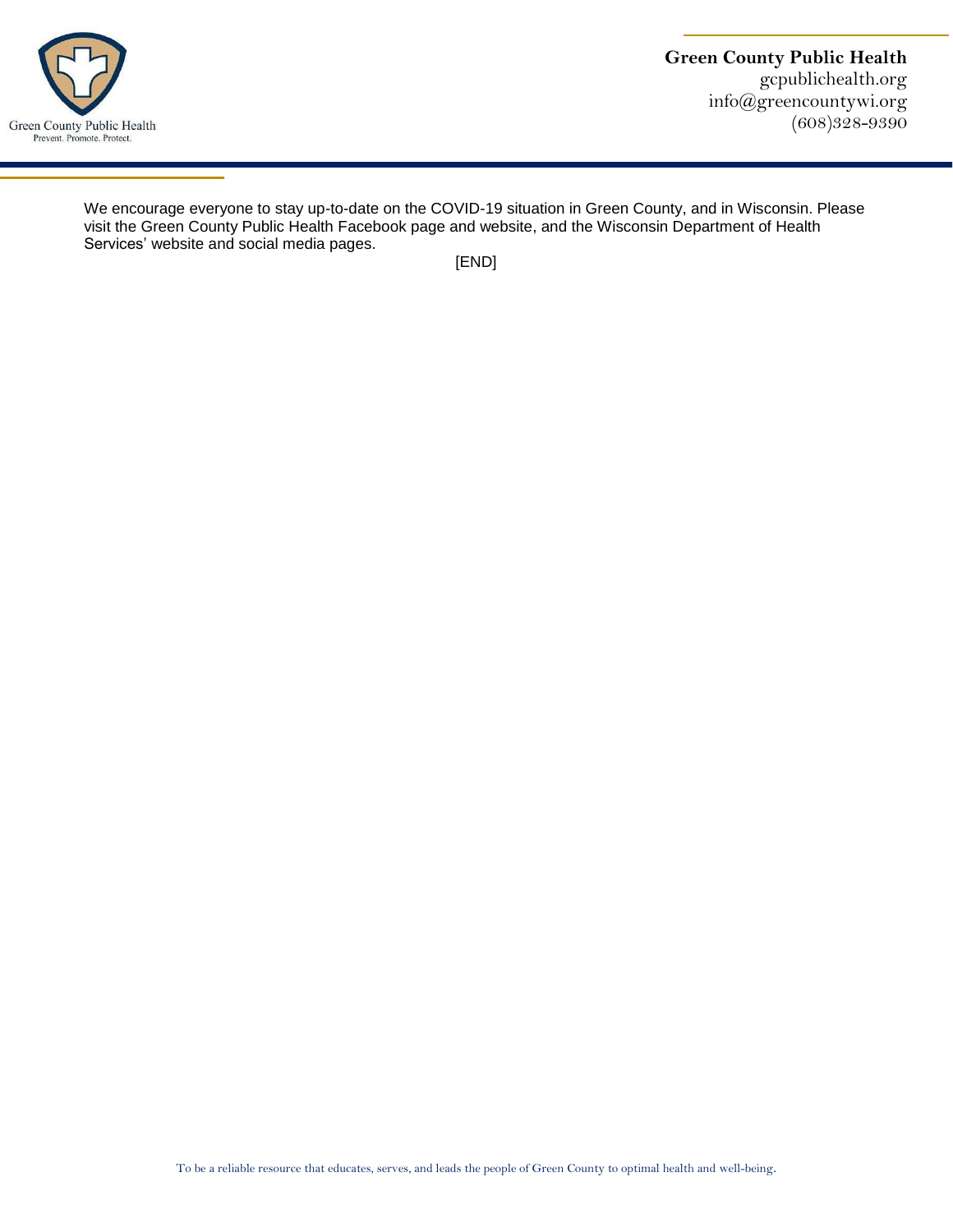We encourage everyone to stay up-to-date on the COVID-19 situation in Green County, and in Wisconsin. Please visit the Green County Public Health Facebook page and website, and the Wisconsin Department of Health Services' website and social media pages.

[END]